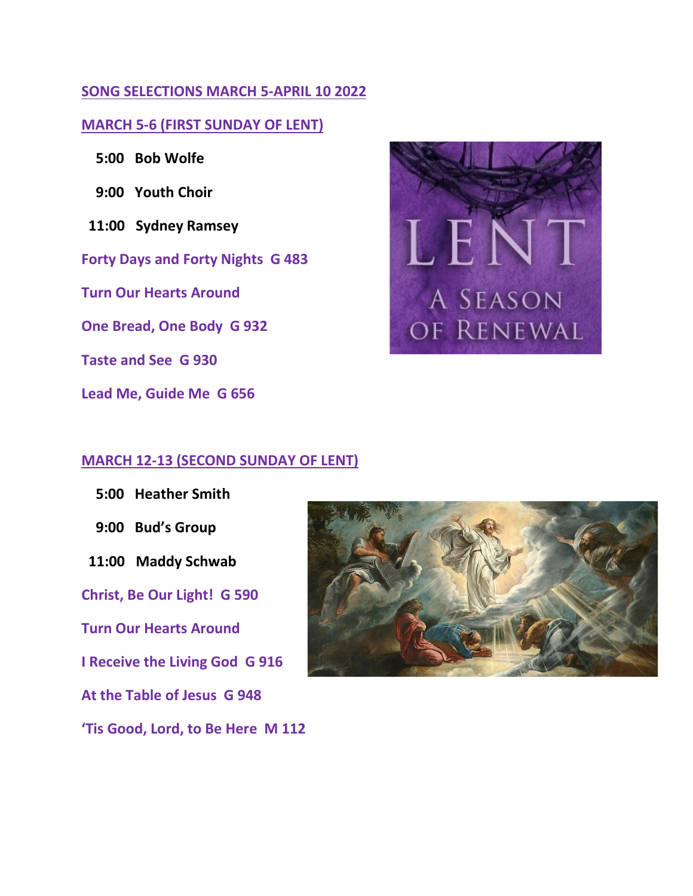## SONG SELECTIONS MARCH 5-APRIL 10 2022

### MARCH 5-6 (FIRST SUNDAY OF LENT)

**5:00 Bob Wolfe**

**9:00 Youth Choir**

**11:00 Sydney Ramsey**

Forty Days and Forty Nights G 483

Turn Our Hearts Around

One Bread, One Body G 932

Taste and See G 930

Lead Me, Guide Me G 656

### MARCH 12-13 (SECOND SUNDAY OF LENT)

**5:00 Heather Smith**

**9:00 Bud's Group**

**11:00 Maddy Schwab**

Christ, Be Our Light! G 590

Turn Our Hearts Around

I Receive the Living God G 916

At the Table of Jesus G 948

'Tis Good, Lord, to Be Here M 112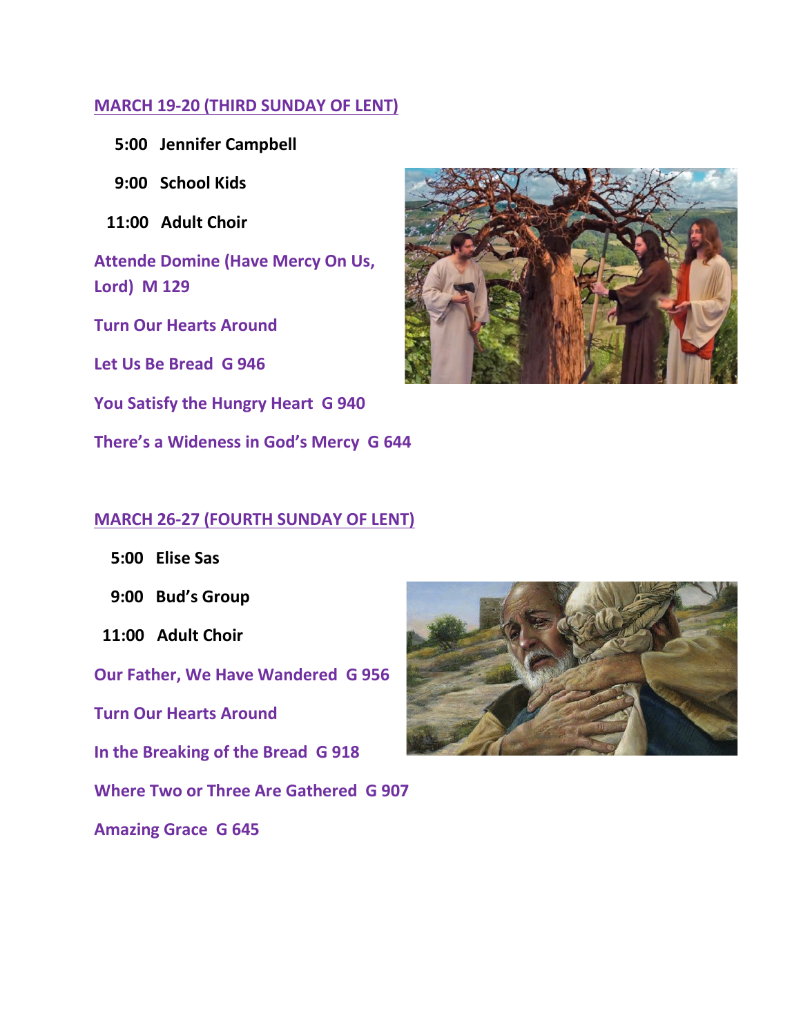## MARCH 19-20 (THIRD SUNDAY OF LENT)

**5:00 Jennifer Campbell**

**9:00 School Kids**

**11:00 Adult Choir**

**Attende Domine (Have Mercy On Us, Lord) M 129**

**Turn Our Hearts Around**

**Let Us Be Bread G 946**

**You Satisfy the Hungry Heart G 940**

**There's a Wideness in God's Mercy G 644**

## MARCH 26-27 (FOURTH SUNDAY OF LENT)

**5:00 Elise Sas**

**9:00 Bud's Group**

**11:00 Adult Choir**

**Our Father, We Have Wandered G 956**

**Turn Our Hearts Around**

**In the Breaking of the Bread G 918**

**Where Two or Three Are Gathered G 907**

**Amazing Grace G 645**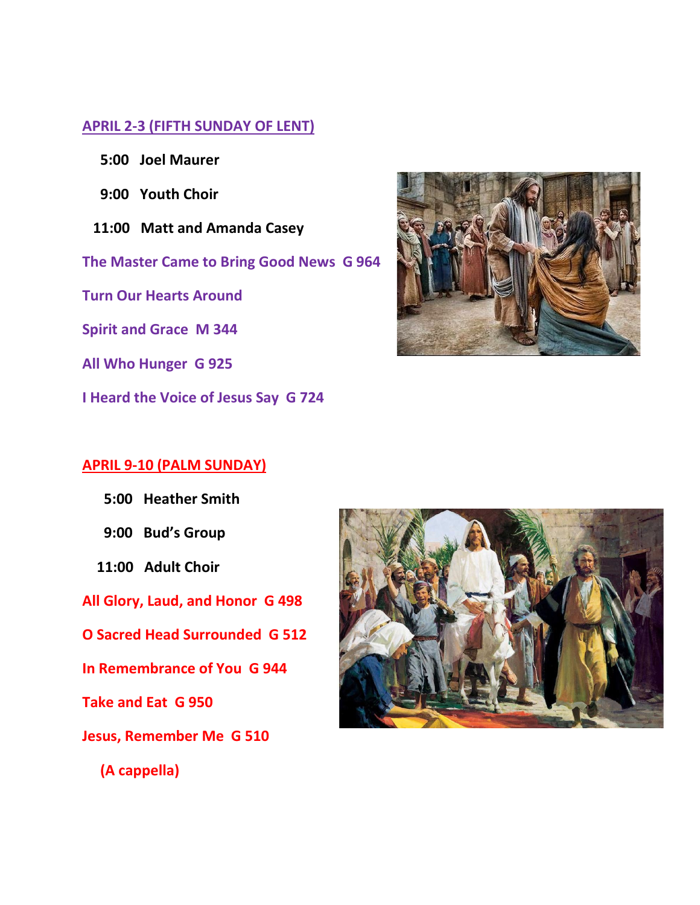## APRIL 2-3 (FIFTH SUNDAY OF LENT)

**5:00 Joel Maurer**

**9:00 Youth Choir**

**11:00 Matt and Amanda Casey**

**The Master Came to Bring Good News G 964**

**Turn Our Hearts Around**

**Spirit and Grace M 344**

**All Who Hunger G 925**

**I Heard the Voice of Jesus Say G 724**

## APRIL 9-10 (PALM SUNDAY)

**5:00 Heather Smith**

**9:00 Bud's Group**

**11:00 Adult Choir**

**All Glory, Laud, and Honor G 498**

**O Sacred Head Surrounded G 512**

**In Remembrance of You G 944**

**Take and Eat G 950**

**Jesus, Remember Me G 510**

**(A cappella)**